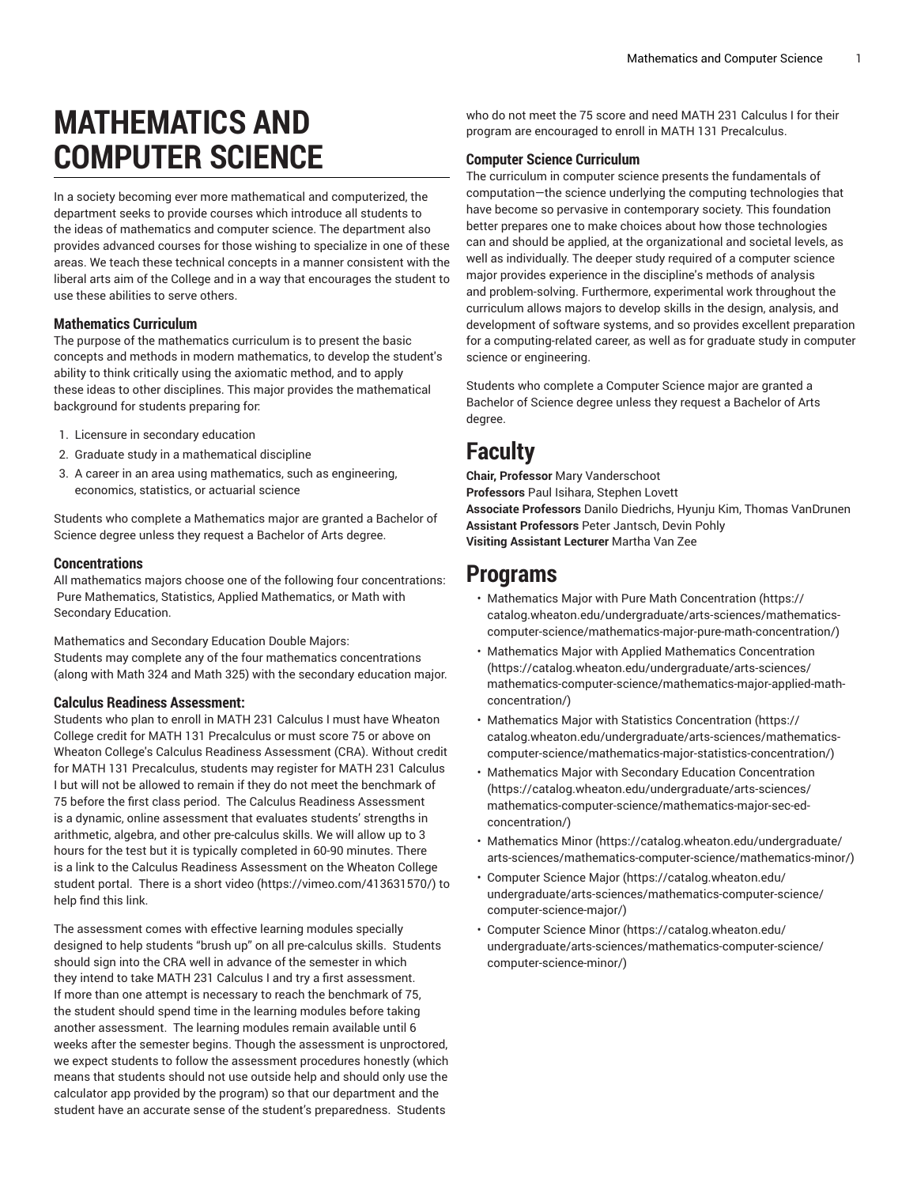# MATHEMATICS AND COMPUTER SCIENCE

In a society becoming ever more mathematical and computerized, the department seeks to provide courses which introduce all students to the ideas of mathematics and computer science. The department also provides advanced courses for those wishing to specialize in one of these areas. We teach these technical concepts in a manner consistent with the liberal arts aim of the College and in a way that encourages the student to use these abilities to serve others.

### Mathematics Curriculum

The purpose of the mathematics curriculum is to present the basic concepts and methods in modern mathematics, to develop the student's ability to think critically using the axiomatic method, and to apply these ideas to other disciplines. This major provides the mathematical background for students preparing for:

1. Licensure in secondary education
2. Graduate study in a mathematical discipline
3. A career in an area using mathematics, such as engineering, economics, statistics, or actuarial science

Students who complete a Mathematics major are granted a Bachelor of Science degree unless they request a Bachelor of Arts degree.

### Concentrations

All mathematics majors choose one of the following four concentrations: Pure Mathematics, Statistics, Applied Mathematics, or Math with Secondary Education.

Mathematics and Secondary Education Double Majors:
Students may complete any of the four mathematics concentrations (along with Math 324 and Math 325) with the secondary education major.

### Calculus Readiness Assessment:

Students who plan to enroll in MATH 231 Calculus I must have Wheaton College credit for MATH 131 Precalculus or must score 75 or above on Wheaton College's Calculus Readiness Assessment (CRA). Without credit for MATH 131 Precalculus, students may register for MATH 231 Calculus I but will not be allowed to remain if they do not meet the benchmark of 75 before the first class period. The Calculus Readiness Assessment is a dynamic, online assessment that evaluates students' strengths in arithmetic, algebra, and other pre-calculus skills. We will allow up to 3 hours for the test but it is typically completed in 60-90 minutes. There is a link to the Calculus Readiness Assessment on the Wheaton College student portal. There is a short video (https://vimeo.com/413631570/) to help find this link.

The assessment comes with effective learning modules specially designed to help students "brush up" on all pre-calculus skills. Students should sign into the CRA well in advance of the semester in which they intend to take MATH 231 Calculus I and try a first assessment. If more than one attempt is necessary to reach the benchmark of 75, the student should spend time in the learning modules before taking another assessment. The learning modules remain available until 6 weeks after the semester begins. Though the assessment is unproctored, we expect students to follow the assessment procedures honestly (which means that students should not use outside help and should only use the calculator app provided by the program) so that our department and the student have an accurate sense of the student's preparedness. Students who do not meet the 75 score and need MATH 231 Calculus I for their program are encouraged to enroll in MATH 131 Precalculus.

### Computer Science Curriculum

The curriculum in computer science presents the fundamentals of computation—the science underlying the computing technologies that have become so pervasive in contemporary society. This foundation better prepares one to make choices about how those technologies can and should be applied, at the organizational and societal levels, as well as individually. The deeper study required of a computer science major provides experience in the discipline's methods of analysis and problem-solving. Furthermore, experimental work throughout the curriculum allows majors to develop skills in the design, analysis, and development of software systems, and so provides excellent preparation for a computing-related career, as well as for graduate study in computer science or engineering.

Students who complete a Computer Science major are granted a Bachelor of Science degree unless they request a Bachelor of Arts degree.

## Faculty

**Chair, Professor** Mary Vanderschoot
**Professors** Paul Isihara, Stephen Lovett
**Associate Professors** Danilo Diedrichs, Hyunju Kim, Thomas VanDrunen
**Assistant Professors** Peter Jantsch, Devin Pohly
**Visiting Assistant Lecturer** Martha Van Zee

## Programs

- Mathematics Major with Pure Math Concentration (https://catalog.wheaton.edu/undergraduate/arts-sciences/mathematics-computer-science/mathematics-major-pure-math-concentration/)
- Mathematics Major with Applied Mathematics Concentration (https://catalog.wheaton.edu/undergraduate/arts-sciences/mathematics-computer-science/mathematics-major-applied-math-concentration/)
- Mathematics Major with Statistics Concentration (https://catalog.wheaton.edu/undergraduate/arts-sciences/mathematics-computer-science/mathematics-major-statistics-concentration/)
- Mathematics Major with Secondary Education Concentration (https://catalog.wheaton.edu/undergraduate/arts-sciences/mathematics-computer-science/mathematics-major-sec-ed-concentration/)
- Mathematics Minor (https://catalog.wheaton.edu/undergraduate/arts-sciences/mathematics-computer-science/mathematics-minor/)
- Computer Science Major (https://catalog.wheaton.edu/undergraduate/arts-sciences/mathematics-computer-science/computer-science-major/)
- Computer Science Minor (https://catalog.wheaton.edu/undergraduate/arts-sciences/mathematics-computer-science/computer-science-minor/)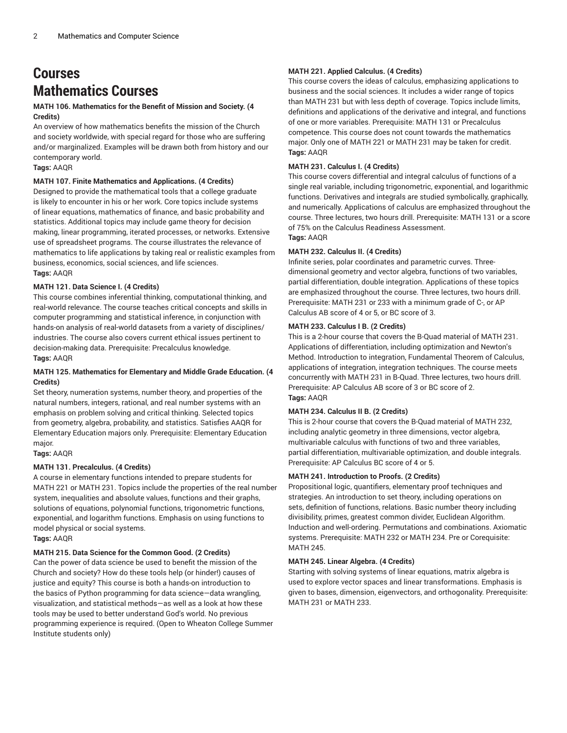# Courses

## Mathematics Courses

**MATH 106. Mathematics for the Benefit of Mission and Society. (4 Credits)**

An overview of how mathematics benefits the mission of the Church and society worldwide, with special regard for those who are suffering and/or marginalized. Examples will be drawn both from history and our contemporary world.

**Tags:** AAQR

**MATH 107. Finite Mathematics and Applications. (4 Credits)**

Designed to provide the mathematical tools that a college graduate is likely to encounter in his or her work. Core topics include systems of linear equations, mathematics of finance, and basic probability and statistics. Additional topics may include game theory for decision making, linear programming, iterated processes, or networks. Extensive use of spreadsheet programs. The course illustrates the relevance of mathematics to life applications by taking real or realistic examples from business, economics, social sciences, and life sciences.

**Tags:** AAQR

**MATH 121. Data Science I. (4 Credits)**

This course combines inferential thinking, computational thinking, and real-world relevance. The course teaches critical concepts and skills in computer programming and statistical inference, in conjunction with hands-on analysis of real-world datasets from a variety of disciplines/industries. The course also covers current ethical issues pertinent to decision-making data. Prerequisite: Precalculus knowledge.

**Tags:** AAQR

**MATH 125. Mathematics for Elementary and Middle Grade Education. (4 Credits)**

Set theory, numeration systems, number theory, and properties of the natural numbers, integers, rational, and real number systems with an emphasis on problem solving and critical thinking. Selected topics from geometry, algebra, probability, and statistics. Satisfies AAQR for Elementary Education majors only. Prerequisite: Elementary Education major.

**Tags:** AAQR

**MATH 131. Precalculus. (4 Credits)**

A course in elementary functions intended to prepare students for MATH 221 or MATH 231. Topics include the properties of the real number system, inequalities and absolute values, functions and their graphs, solutions of equations, polynomial functions, trigonometric functions, exponential, and logarithm functions. Emphasis on using functions to model physical or social systems.

**Tags:** AAQR

**MATH 215. Data Science for the Common Good. (2 Credits)**

Can the power of data science be used to benefit the mission of the Church and society? How do these tools help (or hinder!) causes of justice and equity? This course is both a hands-on introduction to the basics of Python programming for data science—data wrangling, visualization, and statistical methods—as well as a look at how these tools may be used to better understand God's world. No previous programming experience is required. (Open to Wheaton College Summer Institute students only)

**MATH 221. Applied Calculus. (4 Credits)**

This course covers the ideas of calculus, emphasizing applications to business and the social sciences. It includes a wider range of topics than MATH 231 but with less depth of coverage. Topics include limits, definitions and applications of the derivative and integral, and functions of one or more variables. Prerequisite: MATH 131 or Precalculus competence. This course does not count towards the mathematics major. Only one of MATH 221 or MATH 231 may be taken for credit.

**Tags:** AAQR

**MATH 231. Calculus I. (4 Credits)**

This course covers differential and integral calculus of functions of a single real variable, including trigonometric, exponential, and logarithmic functions. Derivatives and integrals are studied symbolically, graphically, and numerically. Applications of calculus are emphasized throughout the course. Three lectures, two hours drill. Prerequisite: MATH 131 or a score of 75% on the Calculus Readiness Assessment.

**Tags:** AAQR

**MATH 232. Calculus II. (4 Credits)**

Infinite series, polar coordinates and parametric curves. Three-dimensional geometry and vector algebra, functions of two variables, partial differentiation, double integration. Applications of these topics are emphasized throughout the course. Three lectures, two hours drill. Prerequisite: MATH 231 or 233 with a minimum grade of C-, or AP Calculus AB score of 4 or 5, or BC score of 3.

**MATH 233. Calculus I B. (2 Credits)**

This is a 2-hour course that covers the B-Quad material of MATH 231. Applications of differentiation, including optimization and Newton's Method. Introduction to integration, Fundamental Theorem of Calculus, applications of integration, integration techniques. The course meets concurrently with MATH 231 in B-Quad. Three lectures, two hours drill. Prerequisite: AP Calculus AB score of 3 or BC score of 2.

**Tags:** AAQR

**MATH 234. Calculus II B. (2 Credits)**

This is 2-hour course that covers the B-Quad material of MATH 232, including analytic geometry in three dimensions, vector algebra, multivariable calculus with functions of two and three variables, partial differentiation, multivariable optimization, and double integrals. Prerequisite: AP Calculus BC score of 4 or 5.

**MATH 241. Introduction to Proofs. (2 Credits)**

Propositional logic, quantifiers, elementary proof techniques and strategies. An introduction to set theory, including operations on sets, definition of functions, relations. Basic number theory including divisibility, primes, greatest common divider, Euclidean Algorithm. Induction and well-ordering. Permutations and combinations. Axiomatic systems. Prerequisite: MATH 232 or MATH 234. Pre or Corequisite: MATH 245.

**MATH 245. Linear Algebra. (4 Credits)**

Starting with solving systems of linear equations, matrix algebra is used to explore vector spaces and linear transformations. Emphasis is given to bases, dimension, eigenvectors, and orthogonality. Prerequisite: MATH 231 or MATH 233.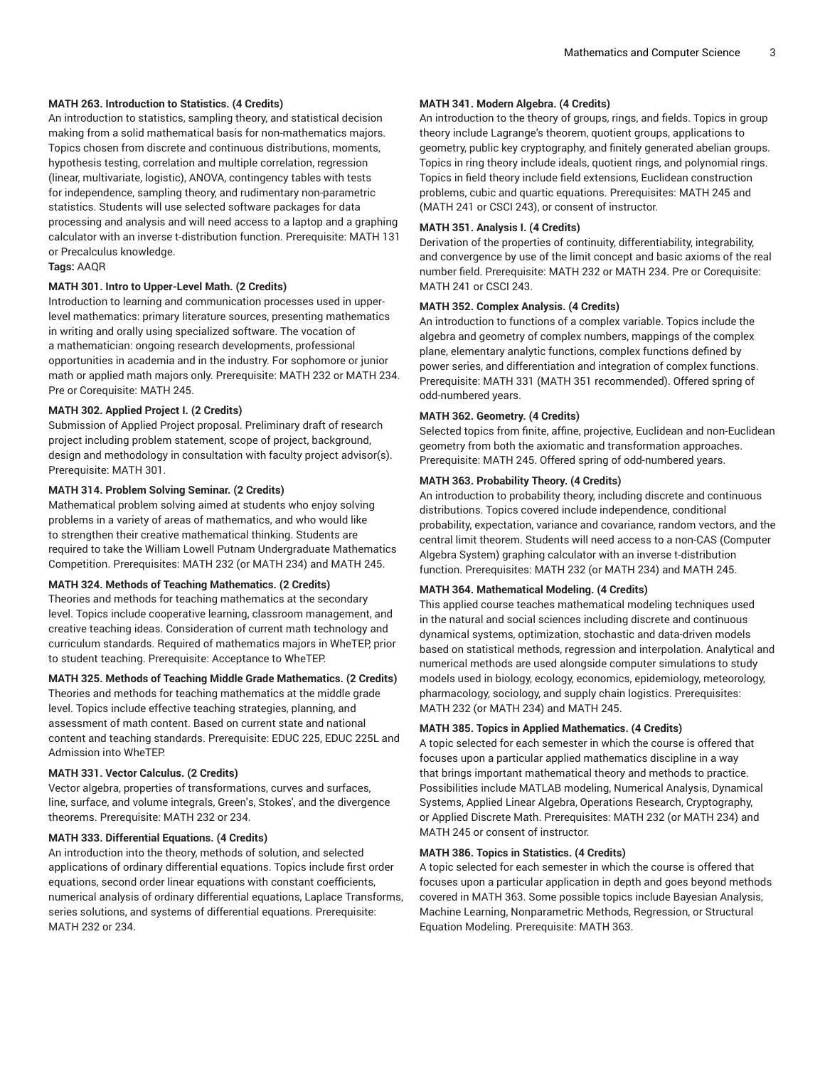**MATH 263. Introduction to Statistics. (4 Credits)**

An introduction to statistics, sampling theory, and statistical decision making from a solid mathematical basis for non-mathematics majors. Topics chosen from discrete and continuous distributions, moments, hypothesis testing, correlation and multiple correlation, regression (linear, multivariate, logistic), ANOVA, contingency tables with tests for independence, sampling theory, and rudimentary non-parametric statistics. Students will use selected software packages for data processing and analysis and will need access to a laptop and a graphing calculator with an inverse t-distribution function. Prerequisite: MATH 131 or Precalculus knowledge.

**Tags:** AAQR

**MATH 301. Intro to Upper-Level Math. (2 Credits)**

Introduction to learning and communication processes used in upper-level mathematics: primary literature sources, presenting mathematics in writing and orally using specialized software. The vocation of a mathematician: ongoing research developments, professional opportunities in academia and in the industry. For sophomore or junior math or applied math majors only. Prerequisite: MATH 232 or MATH 234. Pre or Corequisite: MATH 245.

**MATH 302. Applied Project I. (2 Credits)**

Submission of Applied Project proposal. Preliminary draft of research project including problem statement, scope of project, background, design and methodology in consultation with faculty project advisor(s). Prerequisite: MATH 301.

**MATH 314. Problem Solving Seminar. (2 Credits)**

Mathematical problem solving aimed at students who enjoy solving problems in a variety of areas of mathematics, and who would like to strengthen their creative mathematical thinking. Students are required to take the William Lowell Putnam Undergraduate Mathematics Competition. Prerequisites: MATH 232 (or MATH 234) and MATH 245.

**MATH 324. Methods of Teaching Mathematics. (2 Credits)**

Theories and methods for teaching mathematics at the secondary level. Topics include cooperative learning, classroom management, and creative teaching ideas. Consideration of current math technology and curriculum standards. Required of mathematics majors in WheTEP, prior to student teaching. Prerequisite: Acceptance to WheTEP.

**MATH 325. Methods of Teaching Middle Grade Mathematics. (2 Credits)**

Theories and methods for teaching mathematics at the middle grade level. Topics include effective teaching strategies, planning, and assessment of math content. Based on current state and national content and teaching standards. Prerequisite: EDUC 225, EDUC 225L and Admission into WheTEP.

**MATH 331. Vector Calculus. (2 Credits)**

Vector algebra, properties of transformations, curves and surfaces, line, surface, and volume integrals, Green's, Stokes', and the divergence theorems. Prerequisite: MATH 232 or 234.

**MATH 333. Differential Equations. (4 Credits)**

An introduction into the theory, methods of solution, and selected applications of ordinary differential equations. Topics include first order equations, second order linear equations with constant coefficients, numerical analysis of ordinary differential equations, Laplace Transforms, series solutions, and systems of differential equations. Prerequisite: MATH 232 or 234.

**MATH 341. Modern Algebra. (4 Credits)**

An introduction to the theory of groups, rings, and fields. Topics in group theory include Lagrange's theorem, quotient groups, applications to geometry, public key cryptography, and finitely generated abelian groups. Topics in ring theory include ideals, quotient rings, and polynomial rings. Topics in field theory include field extensions, Euclidean construction problems, cubic and quartic equations. Prerequisites: MATH 245 and (MATH 241 or CSCI 243), or consent of instructor.

**MATH 351. Analysis I. (4 Credits)**

Derivation of the properties of continuity, differentiability, integrability, and convergence by use of the limit concept and basic axioms of the real number field. Prerequisite: MATH 232 or MATH 234. Pre or Corequisite: MATH 241 or CSCI 243.

**MATH 352. Complex Analysis. (4 Credits)**

An introduction to functions of a complex variable. Topics include the algebra and geometry of complex numbers, mappings of the complex plane, elementary analytic functions, complex functions defined by power series, and differentiation and integration of complex functions. Prerequisite: MATH 331 (MATH 351 recommended). Offered spring of odd-numbered years.

**MATH 362. Geometry. (4 Credits)**

Selected topics from finite, affine, projective, Euclidean and non-Euclidean geometry from both the axiomatic and transformation approaches. Prerequisite: MATH 245. Offered spring of odd-numbered years.

**MATH 363. Probability Theory. (4 Credits)**

An introduction to probability theory, including discrete and continuous distributions. Topics covered include independence, conditional probability, expectation, variance and covariance, random vectors, and the central limit theorem. Students will need access to a non-CAS (Computer Algebra System) graphing calculator with an inverse t-distribution function. Prerequisites: MATH 232 (or MATH 234) and MATH 245.

**MATH 364. Mathematical Modeling. (4 Credits)**

This applied course teaches mathematical modeling techniques used in the natural and social sciences including discrete and continuous dynamical systems, optimization, stochastic and data-driven models based on statistical methods, regression and interpolation. Analytical and numerical methods are used alongside computer simulations to study models used in biology, ecology, economics, epidemiology, meteorology, pharmacology, sociology, and supply chain logistics. Prerequisites: MATH 232 (or MATH 234) and MATH 245.

**MATH 385. Topics in Applied Mathematics. (4 Credits)**

A topic selected for each semester in which the course is offered that focuses upon a particular applied mathematics discipline in a way that brings important mathematical theory and methods to practice. Possibilities include MATLAB modeling, Numerical Analysis, Dynamical Systems, Applied Linear Algebra, Operations Research, Cryptography, or Applied Discrete Math. Prerequisites: MATH 232 (or MATH 234) and MATH 245 or consent of instructor.

**MATH 386. Topics in Statistics. (4 Credits)**

A topic selected for each semester in which the course is offered that focuses upon a particular application in depth and goes beyond methods covered in MATH 363. Some possible topics include Bayesian Analysis, Machine Learning, Nonparametric Methods, Regression, or Structural Equation Modeling. Prerequisite: MATH 363.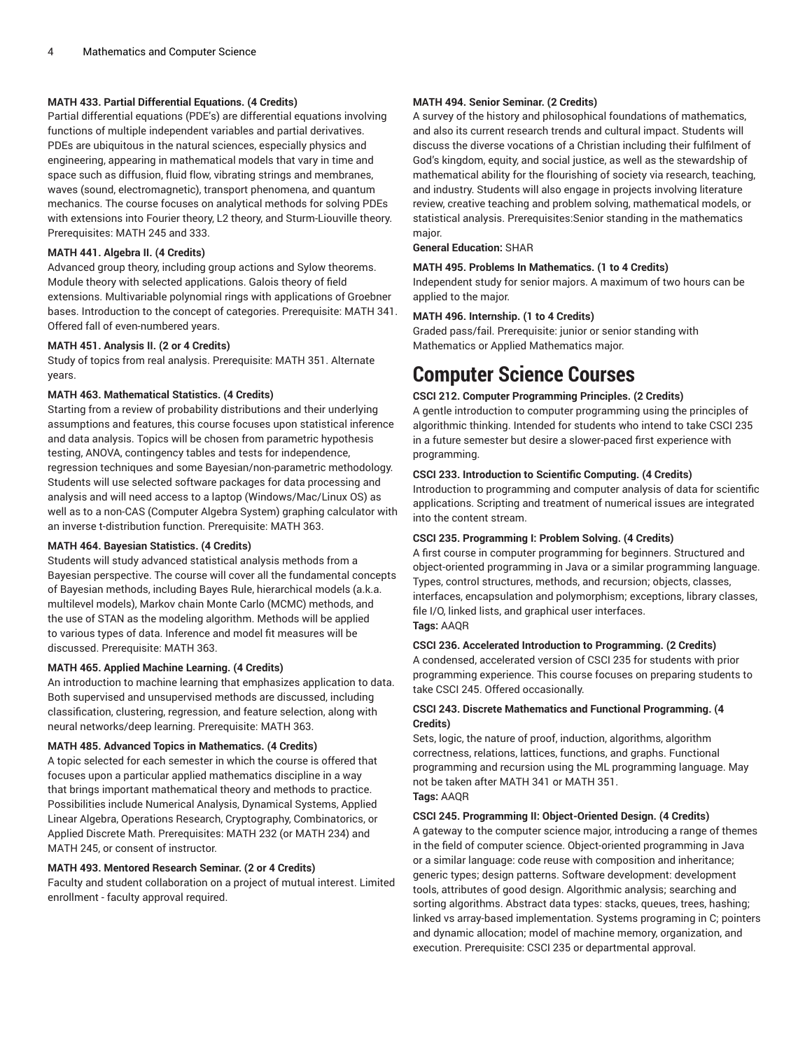**MATH 433. Partial Differential Equations. (4 Credits)**
Partial differential equations (PDE's) are differential equations involving functions of multiple independent variables and partial derivatives. PDEs are ubiquitous in the natural sciences, especially physics and engineering, appearing in mathematical models that vary in time and space such as diffusion, fluid flow, vibrating strings and membranes, waves (sound, electromagnetic), transport phenomena, and quantum mechanics. The course focuses on analytical methods for solving PDEs with extensions into Fourier theory, L2 theory, and Sturm-Liouville theory. Prerequisites: MATH 245 and 333.

**MATH 441. Algebra II. (4 Credits)**
Advanced group theory, including group actions and Sylow theorems. Module theory with selected applications. Galois theory of field extensions. Multivariable polynomial rings with applications of Groebner bases. Introduction to the concept of categories. Prerequisite: MATH 341. Offered fall of even-numbered years.

**MATH 451. Analysis II. (2 or 4 Credits)**
Study of topics from real analysis. Prerequisite: MATH 351. Alternate years.

**MATH 463. Mathematical Statistics. (4 Credits)**
Starting from a review of probability distributions and their underlying assumptions and features, this course focuses upon statistical inference and data analysis. Topics will be chosen from parametric hypothesis testing, ANOVA, contingency tables and tests for independence, regression techniques and some Bayesian/non-parametric methodology. Students will use selected software packages for data processing and analysis and will need access to a laptop (Windows/Mac/Linux OS) as well as to a non-CAS (Computer Algebra System) graphing calculator with an inverse t-distribution function. Prerequisite: MATH 363.

**MATH 464. Bayesian Statistics. (4 Credits)**
Students will study advanced statistical analysis methods from a Bayesian perspective. The course will cover all the fundamental concepts of Bayesian methods, including Bayes Rule, hierarchical models (a.k.a. multilevel models), Markov chain Monte Carlo (MCMC) methods, and the use of STAN as the modeling algorithm. Methods will be applied to various types of data. Inference and model fit measures will be discussed. Prerequisite: MATH 363.

**MATH 465. Applied Machine Learning. (4 Credits)**
An introduction to machine learning that emphasizes application to data. Both supervised and unsupervised methods are discussed, including classification, clustering, regression, and feature selection, along with neural networks/deep learning. Prerequisite: MATH 363.

**MATH 485. Advanced Topics in Mathematics. (4 Credits)**
A topic selected for each semester in which the course is offered that focuses upon a particular applied mathematics discipline in a way that brings important mathematical theory and methods to practice. Possibilities include Numerical Analysis, Dynamical Systems, Applied Linear Algebra, Operations Research, Cryptography, Combinatorics, or Applied Discrete Math. Prerequisites: MATH 232 (or MATH 234) and MATH 245, or consent of instructor.

**MATH 493. Mentored Research Seminar. (2 or 4 Credits)**
Faculty and student collaboration on a project of mutual interest. Limited enrollment - faculty approval required.

**MATH 494. Senior Seminar. (2 Credits)**
A survey of the history and philosophical foundations of mathematics, and also its current research trends and cultural impact. Students will discuss the diverse vocations of a Christian including their fulfilment of God's kingdom, equity, and social justice, as well as the stewardship of mathematical ability for the flourishing of society via research, teaching, and industry. Students will also engage in projects involving literature review, creative teaching and problem solving, mathematical models, or statistical analysis. Prerequisites:Senior standing in the mathematics major.
**General Education:** SHAR

**MATH 495. Problems In Mathematics. (1 to 4 Credits)**
Independent study for senior majors. A maximum of two hours can be applied to the major.

**MATH 496. Internship. (1 to 4 Credits)**
Graded pass/fail. Prerequisite: junior or senior standing with Mathematics or Applied Mathematics major.

# Computer Science Courses

**CSCI 212. Computer Programming Principles. (2 Credits)**
A gentle introduction to computer programming using the principles of algorithmic thinking. Intended for students who intend to take CSCI 235 in a future semester but desire a slower-paced first experience with programming.

**CSCI 233. Introduction to Scientific Computing. (4 Credits)**
Introduction to programming and computer analysis of data for scientific applications. Scripting and treatment of numerical issues are integrated into the content stream.

**CSCI 235. Programming I: Problem Solving. (4 Credits)**
A first course in computer programming for beginners. Structured and object-oriented programming in Java or a similar programming language. Types, control structures, methods, and recursion; objects, classes, interfaces, encapsulation and polymorphism; exceptions, library classes, file I/O, linked lists, and graphical user interfaces.
**Tags:** AAQR

**CSCI 236. Accelerated Introduction to Programming. (2 Credits)**
A condensed, accelerated version of CSCI 235 for students with prior programming experience. This course focuses on preparing students to take CSCI 245. Offered occasionally.

**CSCI 243. Discrete Mathematics and Functional Programming. (4 Credits)**
Sets, logic, the nature of proof, induction, algorithms, algorithm correctness, relations, lattices, functions, and graphs. Functional programming and recursion using the ML programming language. May not be taken after MATH 341 or MATH 351.
**Tags:** AAQR

**CSCI 245. Programming II: Object-Oriented Design. (4 Credits)**
A gateway to the computer science major, introducing a range of themes in the field of computer science. Object-oriented programming in Java or a similar language: code reuse with composition and inheritance; generic types; design patterns. Software development: development tools, attributes of good design. Algorithmic analysis; searching and sorting algorithms. Abstract data types: stacks, queues, trees, hashing; linked vs array-based implementation. Systems programing in C; pointers and dynamic allocation; model of machine memory, organization, and execution. Prerequisite: CSCI 235 or departmental approval.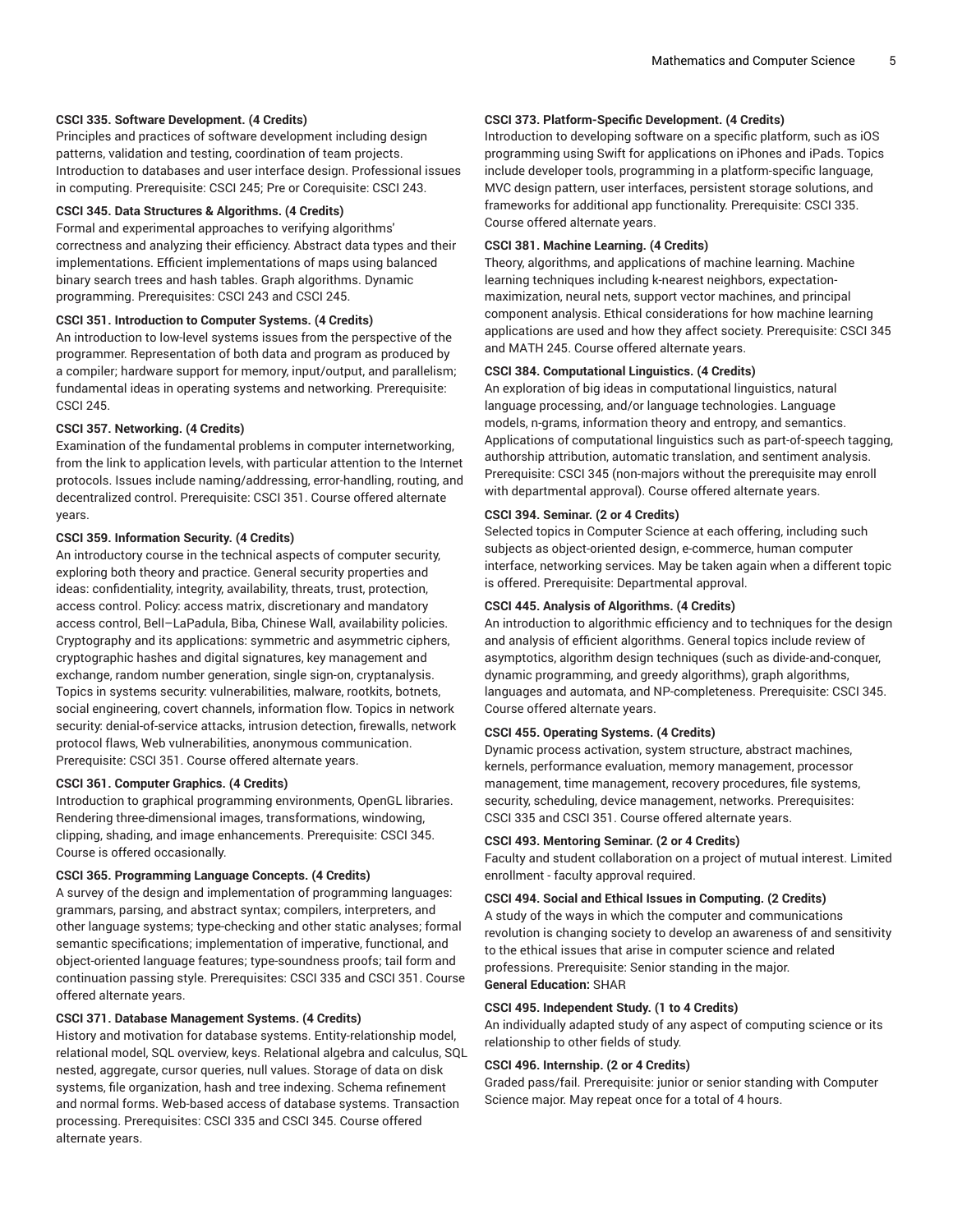**CSCI 335. Software Development. (4 Credits)**
Principles and practices of software development including design patterns, validation and testing, coordination of team projects. Introduction to databases and user interface design. Professional issues in computing. Prerequisite: CSCI 245; Pre or Corequisite: CSCI 243.

**CSCI 345. Data Structures & Algorithms. (4 Credits)**
Formal and experimental approaches to verifying algorithms' correctness and analyzing their efficiency. Abstract data types and their implementations. Efficient implementations of maps using balanced binary search trees and hash tables. Graph algorithms. Dynamic programming. Prerequisites: CSCI 243 and CSCI 245.

**CSCI 351. Introduction to Computer Systems. (4 Credits)**
An introduction to low-level systems issues from the perspective of the programmer. Representation of both data and program as produced by a compiler; hardware support for memory, input/output, and parallelism; fundamental ideas in operating systems and networking. Prerequisite: CSCI 245.

**CSCI 357. Networking. (4 Credits)**
Examination of the fundamental problems in computer internetworking, from the link to application levels, with particular attention to the Internet protocols. Issues include naming/addressing, error-handling, routing, and decentralized control. Prerequisite: CSCI 351. Course offered alternate years.

**CSCI 359. Information Security. (4 Credits)**
An introductory course in the technical aspects of computer security, exploring both theory and practice. General security properties and ideas: confidentiality, integrity, availability, threats, trust, protection, access control. Policy: access matrix, discretionary and mandatory access control, Bell–LaPadula, Biba, Chinese Wall, availability policies. Cryptography and its applications: symmetric and asymmetric ciphers, cryptographic hashes and digital signatures, key management and exchange, random number generation, single sign-on, cryptanalysis. Topics in systems security: vulnerabilities, malware, rootkits, botnets, social engineering, covert channels, information flow. Topics in network security: denial-of-service attacks, intrusion detection, firewalls, network protocol flaws, Web vulnerabilities, anonymous communication. Prerequisite: CSCI 351. Course offered alternate years.

**CSCI 361. Computer Graphics. (4 Credits)**
Introduction to graphical programming environments, OpenGL libraries. Rendering three-dimensional images, transformations, windowing, clipping, shading, and image enhancements. Prerequisite: CSCI 345. Course is offered occasionally.

**CSCI 365. Programming Language Concepts. (4 Credits)**
A survey of the design and implementation of programming languages: grammars, parsing, and abstract syntax; compilers, interpreters, and other language systems; type-checking and other static analyses; formal semantic specifications; implementation of imperative, functional, and object-oriented language features; type-soundness proofs; tail form and continuation passing style. Prerequisites: CSCI 335 and CSCI 351. Course offered alternate years.

**CSCI 371. Database Management Systems. (4 Credits)**
History and motivation for database systems. Entity-relationship model, relational model, SQL overview, keys. Relational algebra and calculus, SQL nested, aggregate, cursor queries, null values. Storage of data on disk systems, file organization, hash and tree indexing. Schema refinement and normal forms. Web-based access of database systems. Transaction processing. Prerequisites: CSCI 335 and CSCI 345. Course offered alternate years.

**CSCI 373. Platform-Specific Development. (4 Credits)**
Introduction to developing software on a specific platform, such as iOS programming using Swift for applications on iPhones and iPads. Topics include developer tools, programming in a platform-specific language, MVC design pattern, user interfaces, persistent storage solutions, and frameworks for additional app functionality. Prerequisite: CSCI 335. Course offered alternate years.

**CSCI 381. Machine Learning. (4 Credits)**
Theory, algorithms, and applications of machine learning. Machine learning techniques including k-nearest neighbors, expectation-maximization, neural nets, support vector machines, and principal component analysis. Ethical considerations for how machine learning applications are used and how they affect society. Prerequisite: CSCI 345 and MATH 245. Course offered alternate years.

**CSCI 384. Computational Linguistics. (4 Credits)**
An exploration of big ideas in computational linguistics, natural language processing, and/or language technologies. Language models, n-grams, information theory and entropy, and semantics. Applications of computational linguistics such as part-of-speech tagging, authorship attribution, automatic translation, and sentiment analysis. Prerequisite: CSCI 345 (non-majors without the prerequisite may enroll with departmental approval). Course offered alternate years.

**CSCI 394. Seminar. (2 or 4 Credits)**
Selected topics in Computer Science at each offering, including such subjects as object-oriented design, e-commerce, human computer interface, networking services. May be taken again when a different topic is offered. Prerequisite: Departmental approval.

**CSCI 445. Analysis of Algorithms. (4 Credits)**
An introduction to algorithmic efficiency and to techniques for the design and analysis of efficient algorithms. General topics include review of asymptotics, algorithm design techniques (such as divide-and-conquer, dynamic programming, and greedy algorithms), graph algorithms, languages and automata, and NP-completeness. Prerequisite: CSCI 345. Course offered alternate years.

**CSCI 455. Operating Systems. (4 Credits)**
Dynamic process activation, system structure, abstract machines, kernels, performance evaluation, memory management, processor management, time management, recovery procedures, file systems, security, scheduling, device management, networks. Prerequisites: CSCI 335 and CSCI 351. Course offered alternate years.

**CSCI 493. Mentoring Seminar. (2 or 4 Credits)**
Faculty and student collaboration on a project of mutual interest. Limited enrollment - faculty approval required.

**CSCI 494. Social and Ethical Issues in Computing. (2 Credits)**
A study of the ways in which the computer and communications revolution is changing society to develop an awareness of and sensitivity to the ethical issues that arise in computer science and related professions. Prerequisite: Senior standing in the major.
**General Education:** SHAR

**CSCI 495. Independent Study. (1 to 4 Credits)**
An individually adapted study of any aspect of computing science or its relationship to other fields of study.

**CSCI 496. Internship. (2 or 4 Credits)**
Graded pass/fail. Prerequisite: junior or senior standing with Computer Science major. May repeat once for a total of 4 hours.